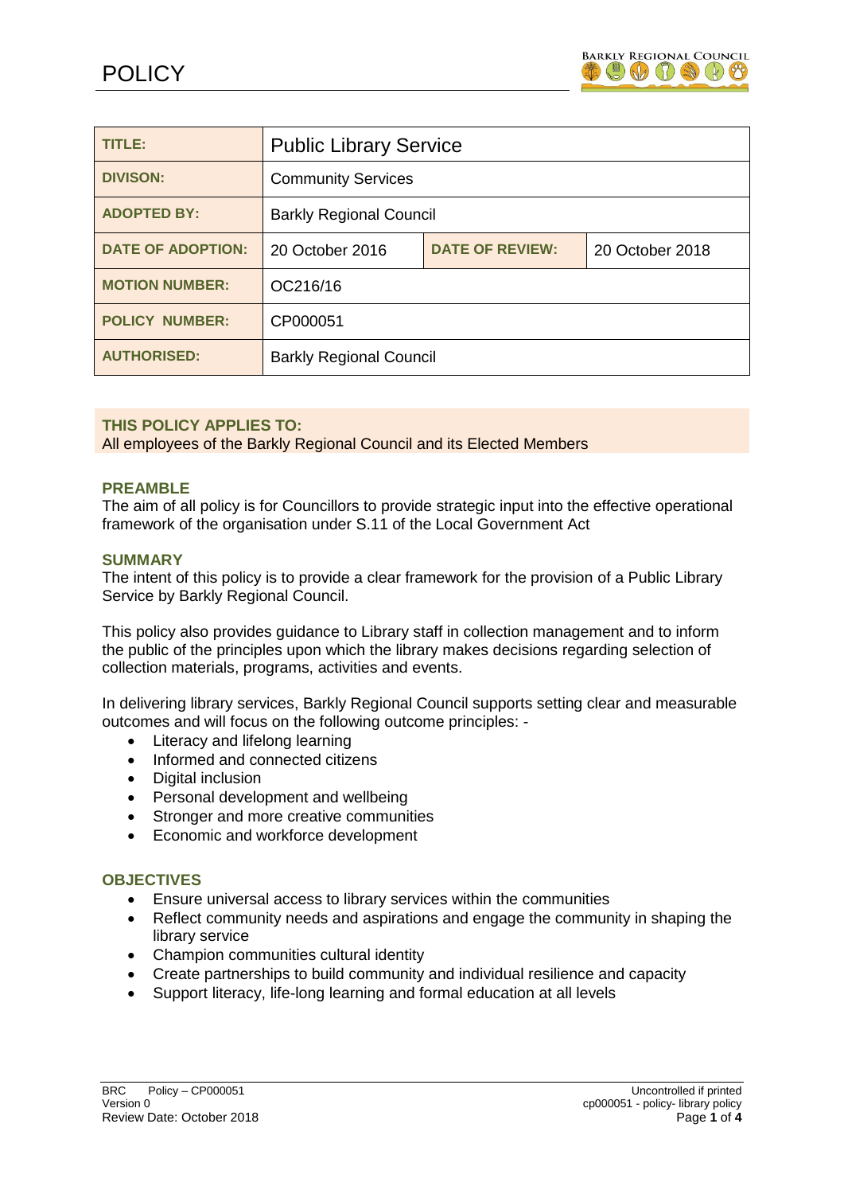# POLICY

| TITLE: | Public Library Service | | |
|---|---|---|---|
| DIVISON: | Community Services | | |
| ADOPTED BY: | Barkly Regional Council | | |
| DATE OF ADOPTION: | 20 October 2016 | DATE OF REVIEW: | 20 October 2018 |
| MOTION NUMBER: | OC216/16 | | |
| POLICY NUMBER: | CP000051 | | |
| AUTHORISED: | Barkly Regional Council | | |

**THIS POLICY APPLIES TO:**
All employees of the Barkly Regional Council and its Elected Members

## PREAMBLE

The aim of all policy is for Councillors to provide strategic input into the effective operational framework of the organisation under S.11 of the Local Government Act

## SUMMARY

The intent of this policy is to provide a clear framework for the provision of a Public Library Service by Barkly Regional Council.

This policy also provides guidance to Library staff in collection management and to inform the public of the principles upon which the library makes decisions regarding selection of collection materials, programs, activities and events.

In delivering library services, Barkly Regional Council supports setting clear and measurable outcomes and will focus on the following outcome principles: -

- Literacy and lifelong learning
- Informed and connected citizens
- Digital inclusion
- Personal development and wellbeing
- Stronger and more creative communities
- Economic and workforce development

## OBJECTIVES

- Ensure universal access to library services within the communities
- Reflect community needs and aspirations and engage the community in shaping the library service
- Champion communities cultural identity
- Create partnerships to build community and individual resilience and capacity
- Support literacy, life-long learning and formal education at all levels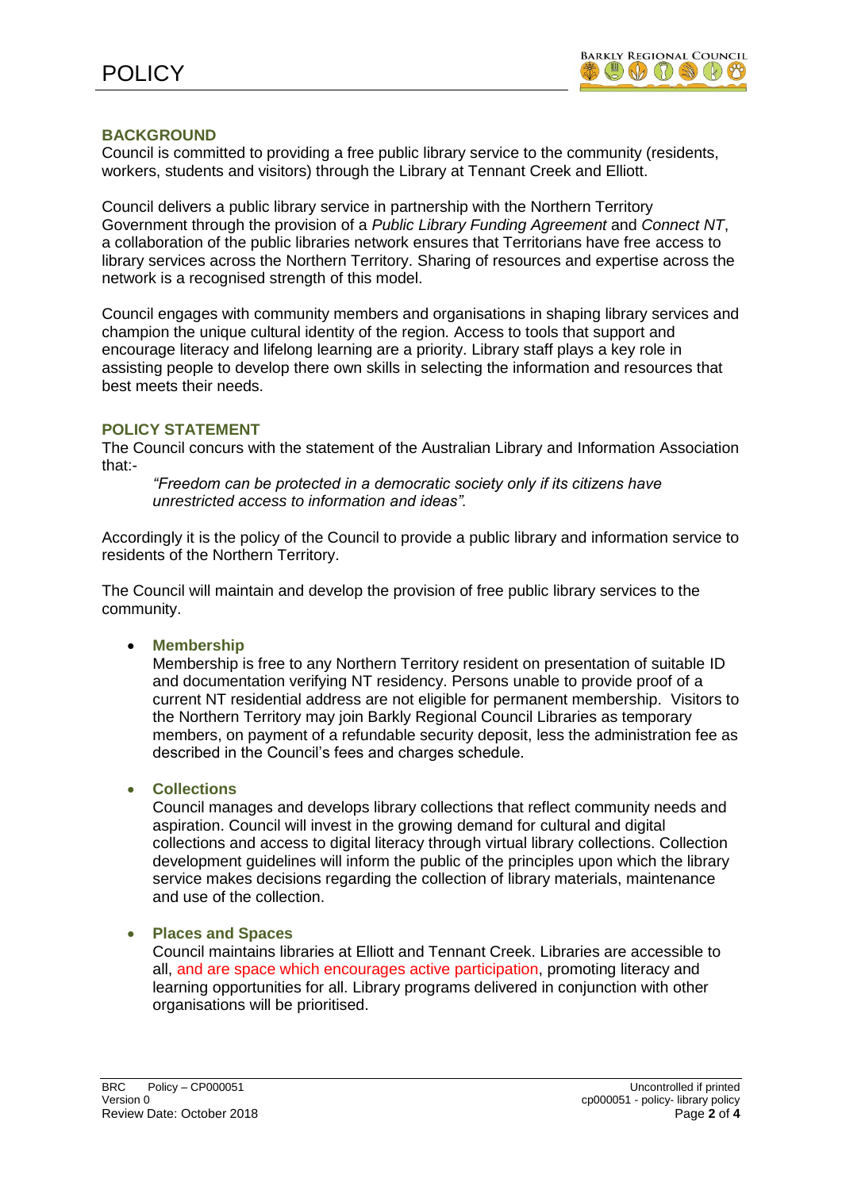## BACKGROUND

Council is committed to providing a free public library service to the community (residents, workers, students and visitors) through the Library at Tennant Creek and Elliott.

Council delivers a public library service in partnership with the Northern Territory Government through the provision of a *Public Library Funding Agreement* and *Connect NT*, a collaboration of the public libraries network ensures that Territorians have free access to library services across the Northern Territory. Sharing of resources and expertise across the network is a recognised strength of this model.

Council engages with community members and organisations in shaping library services and champion the unique cultural identity of the region. Access to tools that support and encourage literacy and lifelong learning are a priority. Library staff plays a key role in assisting people to develop there own skills in selecting the information and resources that best meets their needs.

## POLICY STATEMENT

The Council concurs with the statement of the Australian Library and Information Association that:-

> *"Freedom can be protected in a democratic society only if its citizens have unrestricted access to information and ideas".*

Accordingly it is the policy of the Council to provide a public library and information service to residents of the Northern Territory.

The Council will maintain and develop the provision of free public library services to the community.

- **Membership**

  Membership is free to any Northern Territory resident on presentation of suitable ID and documentation verifying NT residency. Persons unable to provide proof of a current NT residential address are not eligible for permanent membership. Visitors to the Northern Territory may join Barkly Regional Council Libraries as temporary members, on payment of a refundable security deposit, less the administration fee as described in the Council's fees and charges schedule.

- **Collections**

  Council manages and develops library collections that reflect community needs and aspiration. Council will invest in the growing demand for cultural and digital collections and access to digital literacy through virtual library collections. Collection development guidelines will inform the public of the principles upon which the library service makes decisions regarding the collection of library materials, maintenance and use of the collection.

- **Places and Spaces**

  Council maintains libraries at Elliott and Tennant Creek. Libraries are accessible to all, and are space which encourages active participation, promoting literacy and learning opportunities for all. Library programs delivered in conjunction with other organisations will be prioritised.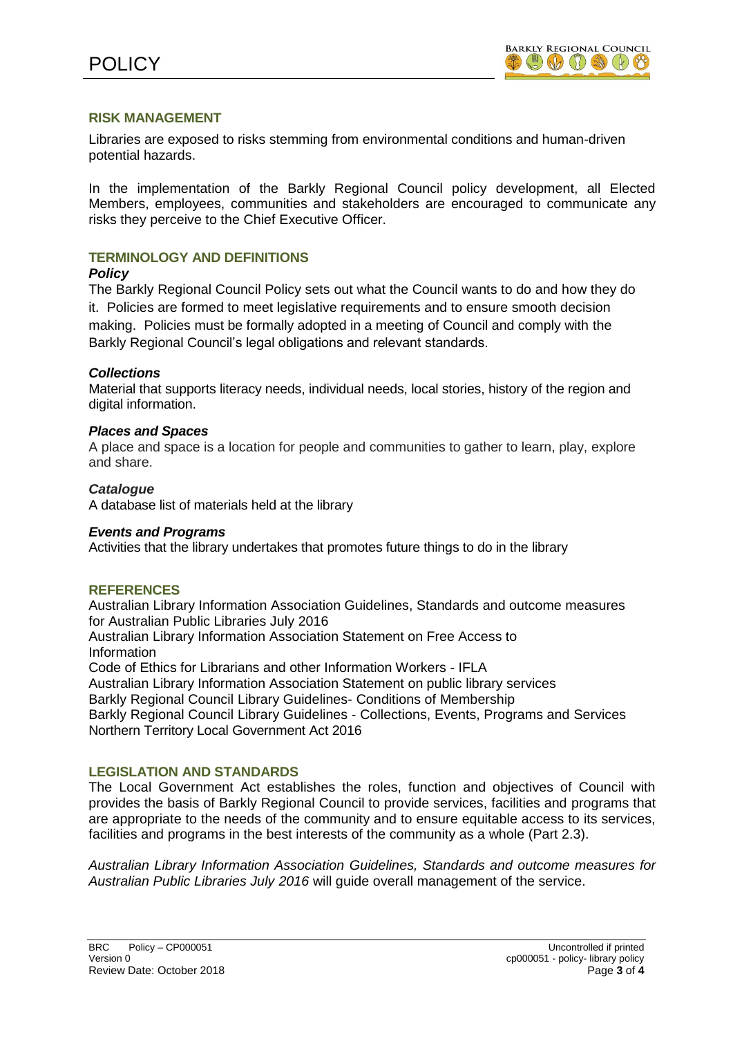## RISK MANAGEMENT

Libraries are exposed to risks stemming from environmental conditions and human-driven potential hazards.

In the implementation of the Barkly Regional Council policy development, all Elected Members, employees, communities and stakeholders are encouraged to communicate any risks they perceive to the Chief Executive Officer.

## TERMINOLOGY AND DEFINITIONS

***Policy***

The Barkly Regional Council Policy sets out what the Council wants to do and how they do it. Policies are formed to meet legislative requirements and to ensure smooth decision making. Policies must be formally adopted in a meeting of Council and comply with the Barkly Regional Council's legal obligations and relevant standards.

***Collections***

Material that supports literacy needs, individual needs, local stories, history of the region and digital information.

***Places and Spaces***

A place and space is a location for people and communities to gather to learn, play, explore and share.

***Catalogue***

A database list of materials held at the library

***Events and Programs***

Activities that the library undertakes that promotes future things to do in the library

## REFERENCES

Australian Library Information Association Guidelines, Standards and outcome measures for Australian Public Libraries July 2016
Australian Library Information Association Statement on Free Access to Information
Code of Ethics for Librarians and other Information Workers - IFLA
Australian Library Information Association Statement on public library services
Barkly Regional Council Library Guidelines- Conditions of Membership
Barkly Regional Council Library Guidelines - Collections, Events, Programs and Services
Northern Territory Local Government Act 2016

## LEGISLATION AND STANDARDS

The Local Government Act establishes the roles, function and objectives of Council with provides the basis of Barkly Regional Council to provide services, facilities and programs that are appropriate to the needs of the community and to ensure equitable access to its services, facilities and programs in the best interests of the community as a whole (Part 2.3).

*Australian Library Information Association Guidelines, Standards and outcome measures for Australian Public Libraries July 2016* will guide overall management of the service.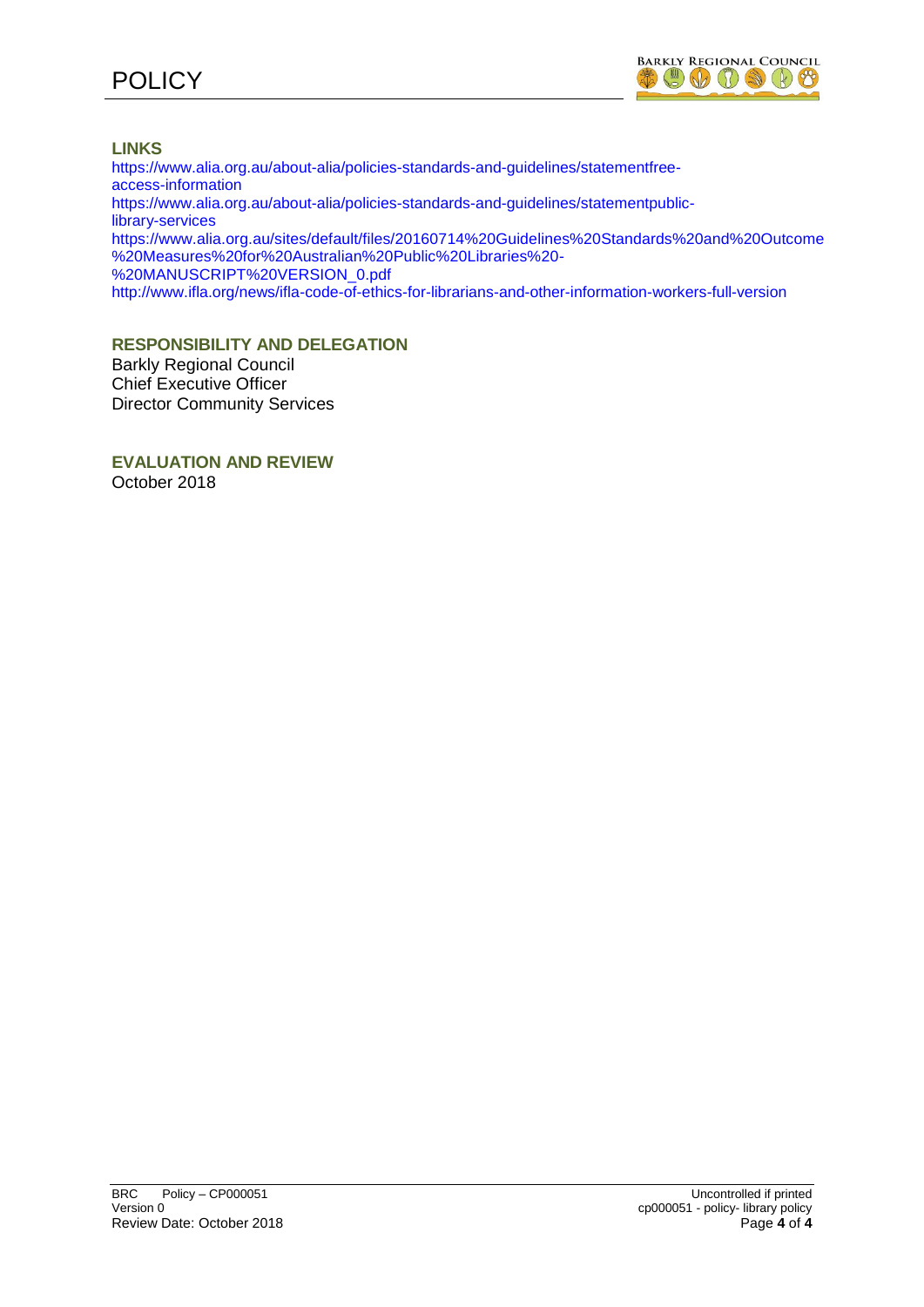## LINKS

https://www.alia.org.au/about-alia/policies-standards-and-guidelines/statementfree-access-information
https://www.alia.org.au/about-alia/policies-standards-and-guidelines/statementpublic-library-services
https://www.alia.org.au/sites/default/files/20160714%20Guidelines%20Standards%20and%20Outcome%20Measures%20for%20Australian%20Public%20Libraries%20-%20MANUSCRIPT%20VERSION_0.pdf
http://www.ifla.org/news/ifla-code-of-ethics-for-librarians-and-other-information-workers-full-version

## RESPONSIBILITY AND DELEGATION

Barkly Regional Council
Chief Executive Officer
Director Community Services

## EVALUATION AND REVIEW

October 2018